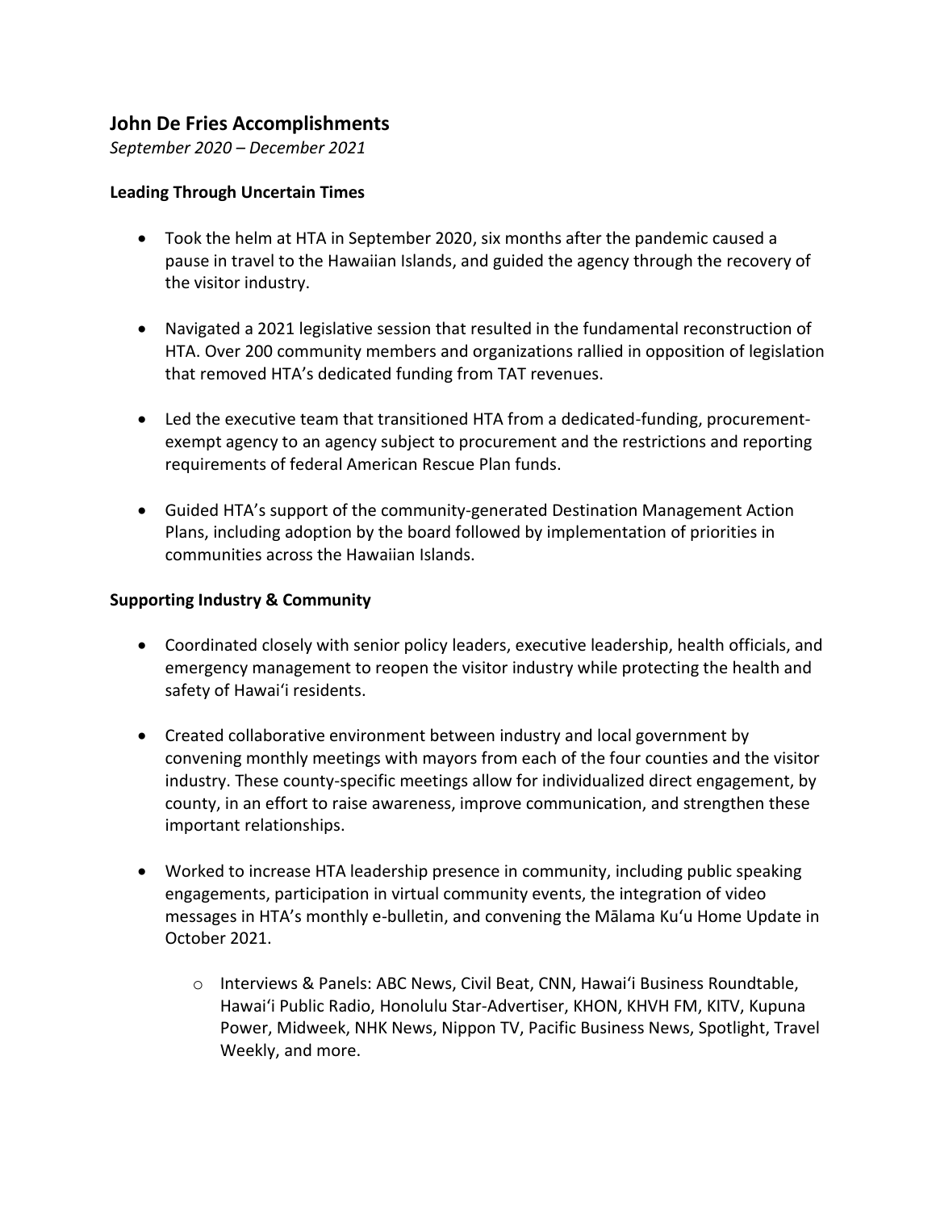## John De Fries Accomplishments

*September 2020 – December 2021*

### Leading Through Uncertain Times

- Took the helm at HTA in September 2020, six months after the pandemic caused a pause in travel to the Hawaiian Islands, and guided the agency through the recovery of the visitor industry.

- Navigated a 2021 legislative session that resulted in the fundamental reconstruction of HTA. Over 200 community members and organizations rallied in opposition of legislation that removed HTA's dedicated funding from TAT revenues.

- Led the executive team that transitioned HTA from a dedicated-funding, procurement-exempt agency to an agency subject to procurement and the restrictions and reporting requirements of federal American Rescue Plan funds.

- Guided HTA's support of the community-generated Destination Management Action Plans, including adoption by the board followed by implementation of priorities in communities across the Hawaiian Islands.

### Supporting Industry & Community

- Coordinated closely with senior policy leaders, executive leadership, health officials, and emergency management to reopen the visitor industry while protecting the health and safety of Hawai'i residents.

- Created collaborative environment between industry and local government by convening monthly meetings with mayors from each of the four counties and the visitor industry. These county-specific meetings allow for individualized direct engagement, by county, in an effort to raise awareness, improve communication, and strengthen these important relationships.

- Worked to increase HTA leadership presence in community, including public speaking engagements, participation in virtual community events, the integration of video messages in HTA's monthly e-bulletin, and convening the Mālama Ku'u Home Update in October 2021.
  - Interviews & Panels: ABC News, Civil Beat, CNN, Hawai'i Business Roundtable, Hawai'i Public Radio, Honolulu Star-Advertiser, KHON, KHVH FM, KITV, Kupuna Power, Midweek, NHK News, Nippon TV, Pacific Business News, Spotlight, Travel Weekly, and more.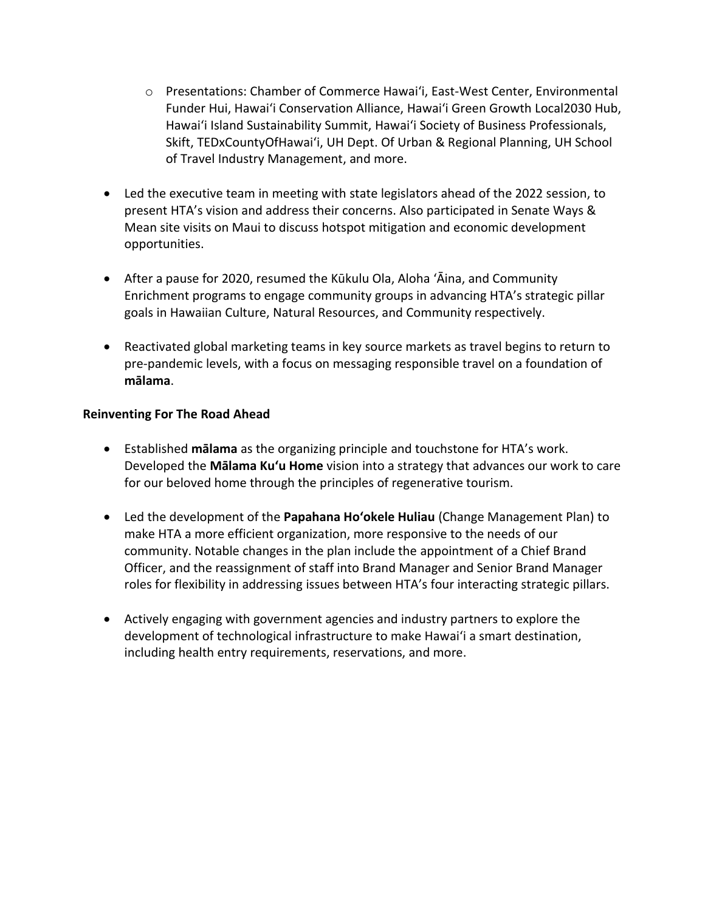- Presentations: Chamber of Commerce Hawaiʻi, East-West Center, Environmental Funder Hui, Hawaiʻi Conservation Alliance, Hawaiʻi Green Growth Local2030 Hub, Hawaiʻi Island Sustainability Summit, Hawaiʻi Society of Business Professionals, Skift, TEDxCountyOfHawaiʻi, UH Dept. Of Urban & Regional Planning, UH School of Travel Industry Management, and more.

- Led the executive team in meeting with state legislators ahead of the 2022 session, to present HTA's vision and address their concerns. Also participated in Senate Ways & Mean site visits on Maui to discuss hotspot mitigation and economic development opportunities.

- After a pause for 2020, resumed the Kūkulu Ola, Aloha ʻĀina, and Community Enrichment programs to engage community groups in advancing HTA's strategic pillar goals in Hawaiian Culture, Natural Resources, and Community respectively.

- Reactivated global marketing teams in key source markets as travel begins to return to pre-pandemic levels, with a focus on messaging responsible travel on a foundation of **mālama**.

**Reinventing For The Road Ahead**

- Established **mālama** as the organizing principle and touchstone for HTA's work. Developed the **Mālama Kuʻu Home** vision into a strategy that advances our work to care for our beloved home through the principles of regenerative tourism.

- Led the development of the **Papahana Hoʻokele Huliau** (Change Management Plan) to make HTA a more efficient organization, more responsive to the needs of our community. Notable changes in the plan include the appointment of a Chief Brand Officer, and the reassignment of staff into Brand Manager and Senior Brand Manager roles for flexibility in addressing issues between HTA's four interacting strategic pillars.

- Actively engaging with government agencies and industry partners to explore the development of technological infrastructure to make Hawaiʻi a smart destination, including health entry requirements, reservations, and more.